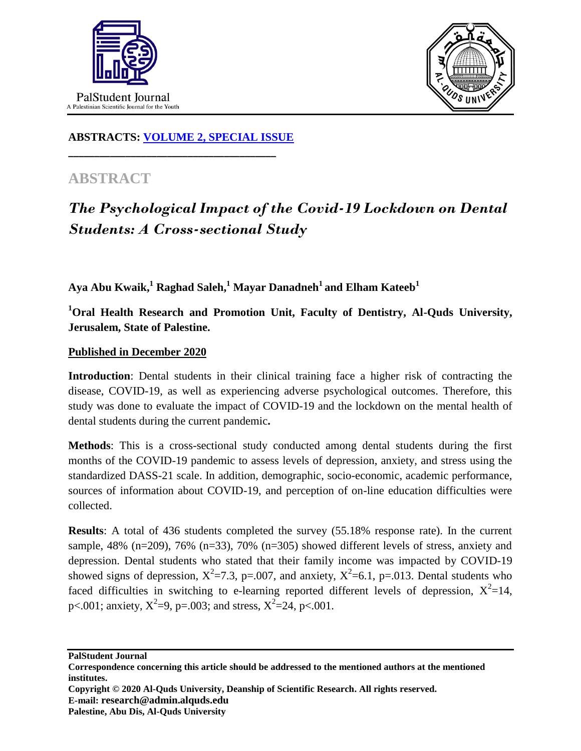**ABSTRACTS: VOLUME 2, SPECIAL ISSUE**

## ABSTRACT

# *The Psychological Impact of the Covid-19 Lockdown on Dental Students: A Cross-sectional Study*

**Aya Abu Kwaik,[1] Raghad Saleh,[1] Mayar Danadneh[1] and Elham Kateeb[1]**

**[1]Oral Health Research and Promotion Unit, Faculty of Dentistry, Al-Quds University, Jerusalem, State of Palestine.**

**Published in December 2020**

**Introduction**: Dental students in their clinical training face a higher risk of contracting the disease, COVID-19, as well as experiencing adverse psychological outcomes. Therefore, this study was done to evaluate the impact of COVID-19 and the lockdown on the mental health of dental students during the current pandemic**.**

**Methods**: This is a cross-sectional study conducted among dental students during the first months of the COVID-19 pandemic to assess levels of depression, anxiety, and stress using the standardized DASS-21 scale. In addition, demographic, socio-economic, academic performance, sources of information about COVID-19, and perception of on-line education difficulties were collected.

**Results**: A total of 436 students completed the survey (55.18% response rate). In the current sample, 48% (n=209), 76% (n=33), 70% (n=305) showed different levels of stress, anxiety and depression. Dental students who stated that their family income was impacted by COVID-19 showed signs of depression, $X^2=7.3$, p=.007, and anxiety, $X^2=6.1$, p=.013. Dental students who faced difficulties in switching to e-learning reported different levels of depression, $X^2=14$, p<.001; anxiety, $X^2=9$, p=.003; and stress, $X^2=24$, p<.001.

**PalStudent Journal**
**Correspondence concerning this article should be addressed to the mentioned authors at the mentioned institutes.**
**Copyright © 2020 Al-Quds University, Deanship of Scientific Research. All rights reserved.**
**E-mail: research@admin.alquds.edu**
**Palestine, Abu Dis, Al-Quds University**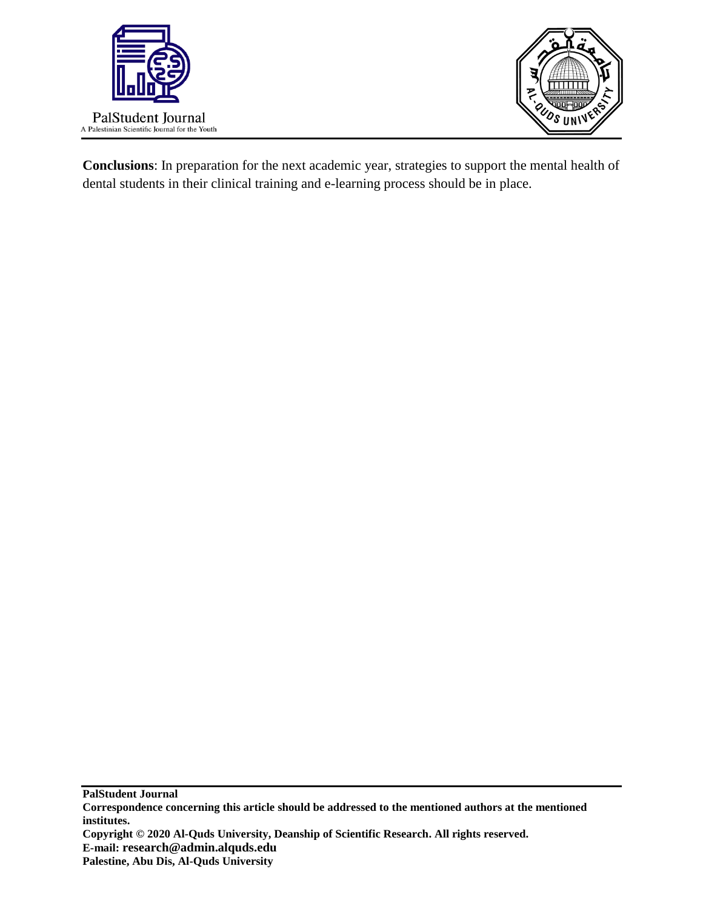**Conclusions**: In preparation for the next academic year, strategies to support the mental health of dental students in their clinical training and e-learning process should be in place.